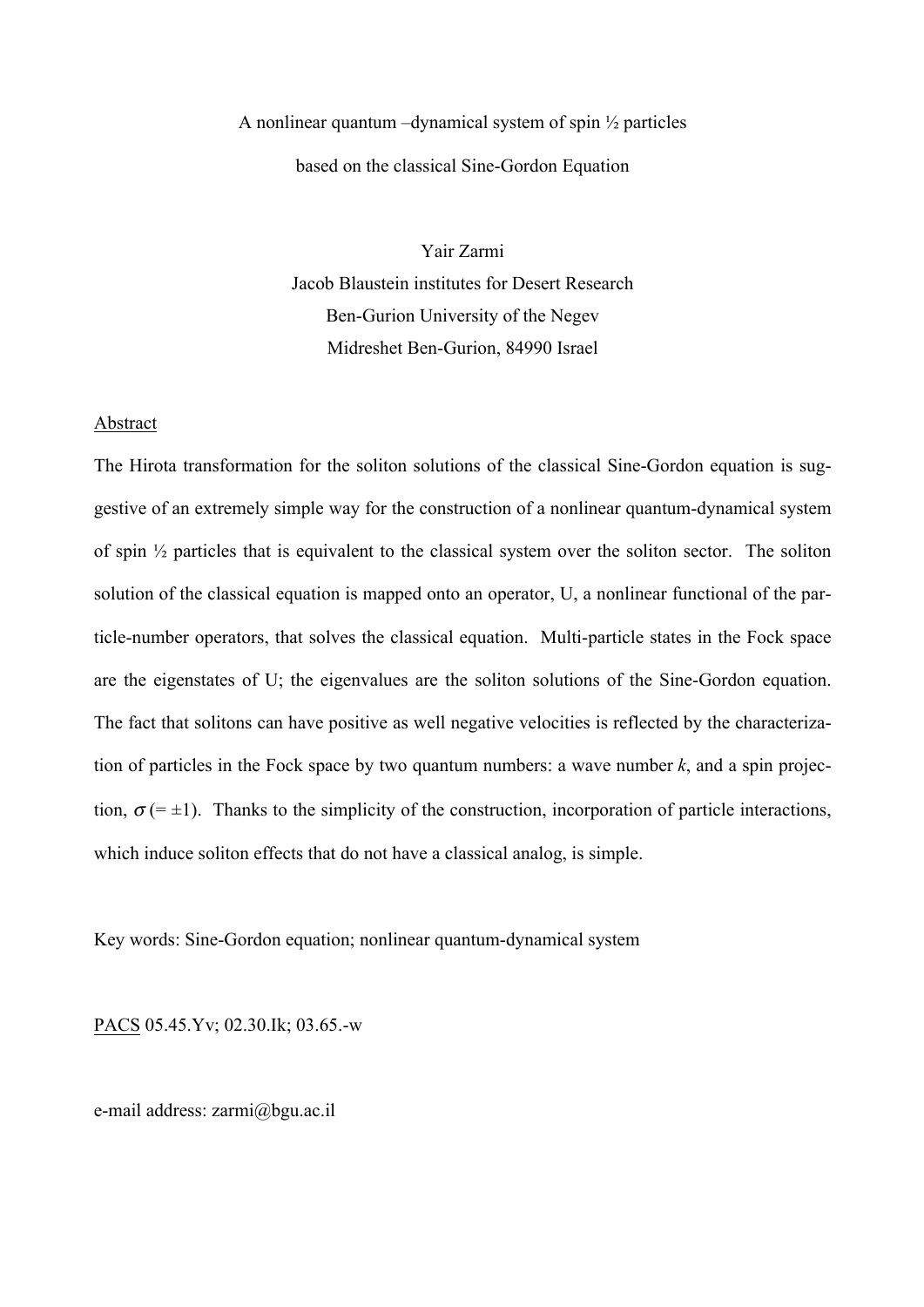# A nonlinear quantum –dynamical system of spin ½ particles based on the classical Sine-Gordon Equation

Yair Zarmi
Jacob Blaustein institutes for Desert Research
Ben-Gurion University of the Negev
Midreshet Ben-Gurion, 84990 Israel

## Abstract

The Hirota transformation for the soliton solutions of the classical Sine-Gordon equation is suggestive of an extremely simple way for the construction of a nonlinear quantum-dynamical system of spin ½ particles that is equivalent to the classical system over the soliton sector. The soliton solution of the classical equation is mapped onto an operator, U, a nonlinear functional of the particle-number operators, that solves the classical equation. Multi-particle states in the Fock space are the eigenstates of U; the eigenvalues are the soliton solutions of the Sine-Gordon equation. The fact that solitons can have positive as well negative velocities is reflected by the characterization of particles in the Fock space by two quantum numbers: a wave number *k*, and a spin projection, $\sigma$ (= ±1). Thanks to the simplicity of the construction, incorporation of particle interactions, which induce soliton effects that do not have a classical analog, is simple.

Key words: Sine-Gordon equation; nonlinear quantum-dynamical system

PACS 05.45.Yv; 02.30.Ik; 03.65.-w

e-mail address: zarmi@bgu.ac.il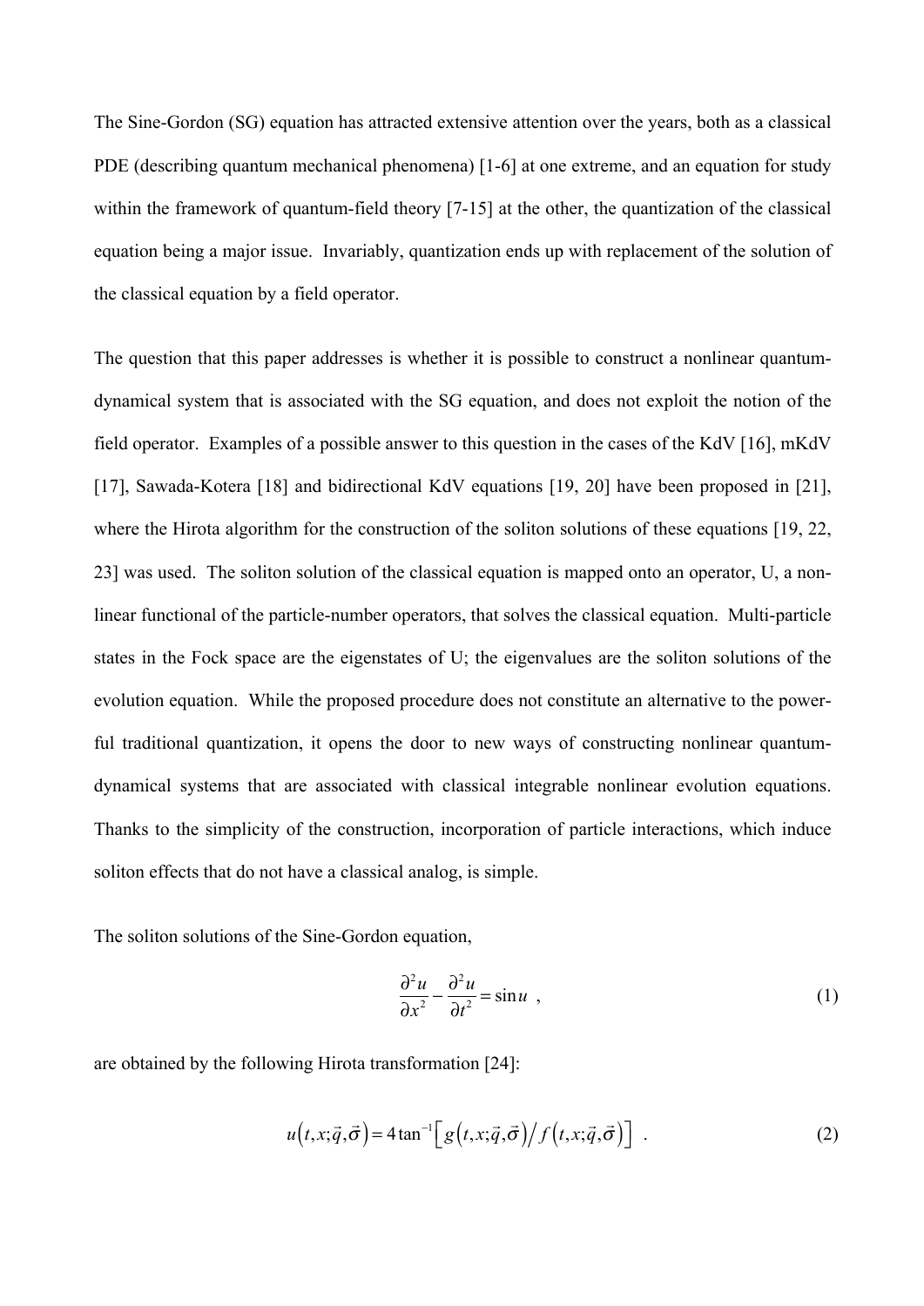The Sine-Gordon (SG) equation has attracted extensive attention over the years, both as a classical PDE (describing quantum mechanical phenomena) [1-6] at one extreme, and an equation for study within the framework of quantum-field theory [7-15] at the other, the quantization of the classical equation being a major issue. Invariably, quantization ends up with replacement of the solution of the classical equation by a field operator.

The question that this paper addresses is whether it is possible to construct a nonlinear quantum-dynamical system that is associated with the SG equation, and does not exploit the notion of the field operator. Examples of a possible answer to this question in the cases of the KdV [16], mKdV [17], Sawada-Kotera [18] and bidirectional KdV equations [19, 20] have been proposed in [21], where the Hirota algorithm for the construction of the soliton solutions of these equations [19, 22, 23] was used. The soliton solution of the classical equation is mapped onto an operator, U, a non-linear functional of the particle-number operators, that solves the classical equation. Multi-particle states in the Fock space are the eigenstates of U; the eigenvalues are the soliton solutions of the evolution equation. While the proposed procedure does not constitute an alternative to the powerful traditional quantization, it opens the door to new ways of constructing nonlinear quantum-dynamical systems that are associated with classical integrable nonlinear evolution equations. Thanks to the simplicity of the construction, incorporation of particle interactions, which induce soliton effects that do not have a classical analog, is simple.

The soliton solutions of the Sine-Gordon equation,

$$\frac{\partial^2 u}{\partial x^2} - \frac{\partial^2 u}{\partial t^2} = \sin u \ , \tag{1}$$

are obtained by the following Hirota transformation [24]:

$$u\left(t,x;\vec{q},\vec{\sigma}\right) = 4\tan^{-1}\left[ g\left(t,x;\vec{q},\vec{\sigma}\right) \Big/ f\left(t,x;\vec{q},\vec{\sigma}\right) \right] \ . \tag{2}$$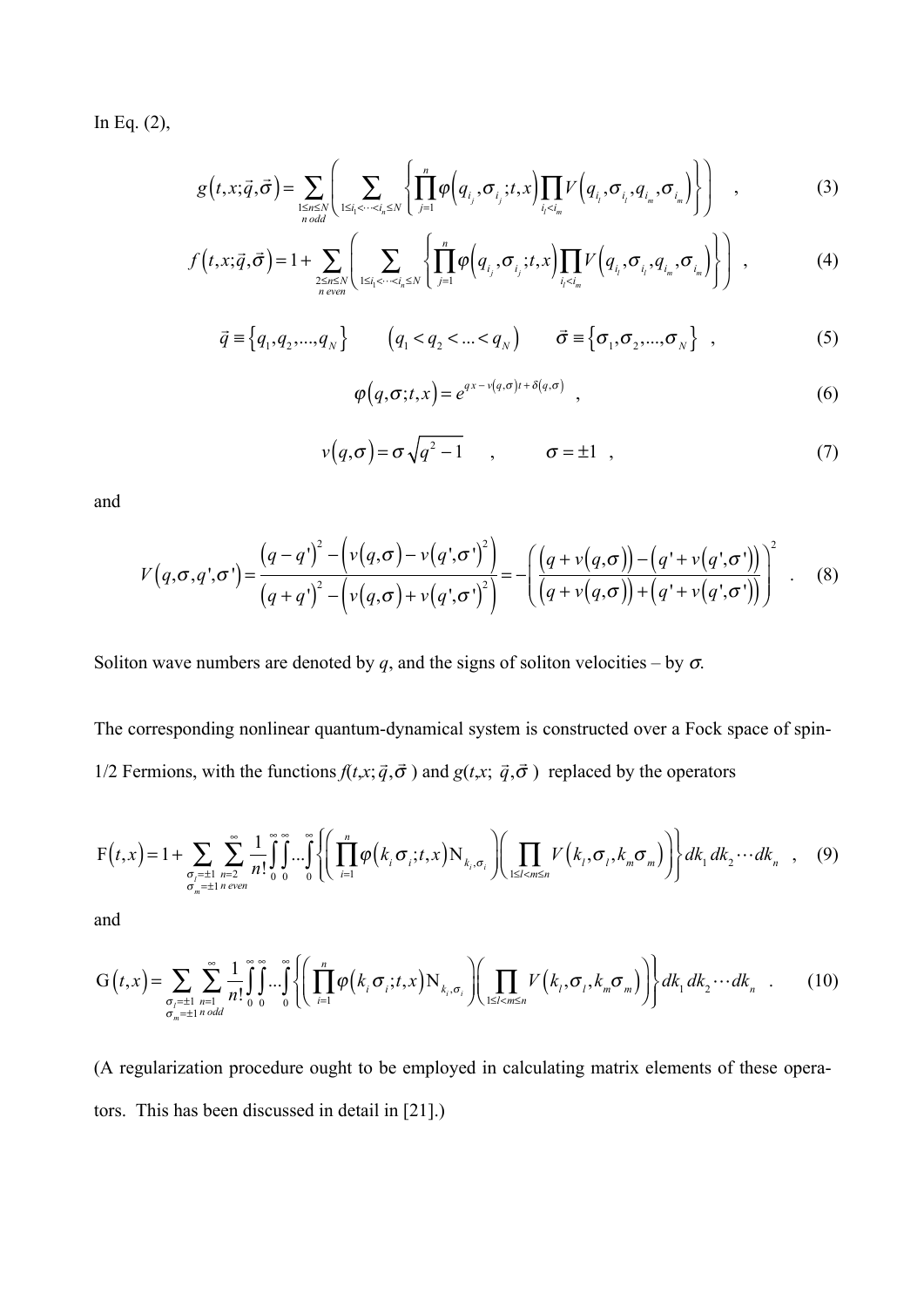In Eq. (2),

$$g\left(t,x;\vec{q},\vec{\sigma}\right)=\sum_{\substack{1\le n\le N\\ n\,odd}}\left(\sum_{1\le i_1<\cdots<i_n\le N}\left\{\prod_{j=1}^{n}\varphi\left(q_{i_j},\sigma_{i_j};t,x\right)\prod_{i_l<i_m}V\left(q_{i_l},\sigma_{i_l},q_{i_m},\sigma_{i_m}\right)\right\}\right)\quad , \tag{3}$$

$$f\left(t,x;\vec{q},\vec{\sigma}\right)=1+\sum_{\substack{2\le n\le N\\ n\,even}}\left(\sum_{1\le i_1<\cdots<i_n\le N}\left\{\prod_{j=1}^{n}\varphi\left(q_{i_j},\sigma_{i_j};t,x\right)\prod_{i_l<i_m}V\left(q_{i_l},\sigma_{i_l},q_{i_m},\sigma_{i_m}\right)\right\}\right)\quad , \tag{4}$$

$$\vec{q}\equiv\left\{q_1,q_2,...,q_N\right\}\qquad\left(q_1<q_2<...<q_N\right)\qquad\vec{\sigma}\equiv\left\{\sigma_1,\sigma_2,...,\sigma_N\right\}\quad , \tag{5}$$

$$\varphi\left(q,\sigma;t,x\right)=e^{qx-v(q,\sigma)t+\delta(q,\sigma)}\quad , \tag{6}$$

$$v\left(q,\sigma\right)=\sigma\sqrt{q^2-1}\qquad ,\qquad \sigma=\pm1\quad , \tag{7}$$

and

$$V\left(q,\sigma,q',\sigma'\right)=\frac{\left(q-q'\right)^2-\left(v\left(q,\sigma\right)-v\left(q',\sigma'\right)^2\right)}{\left(q+q'\right)^2-\left(v\left(q,\sigma\right)+v\left(q',\sigma'\right)^2\right)}=-\left(\frac{\left(q+v\left(q,\sigma\right)\right)-\left(q'+v\left(q',\sigma'\right)\right)}{\left(q+v\left(q,\sigma\right)\right)+\left(q'+v\left(q',\sigma'\right)\right)}\right)^2\quad . \tag{8}$$

Soliton wave numbers are denoted by $q$, and the signs of soliton velocities – by $\sigma$.

The corresponding nonlinear quantum-dynamical system is constructed over a Fock space of spin-1/2 Fermions, with the functions $f(t,x;\vec{q},\vec{\sigma})$ and $g(t,x;\vec{q},\vec{\sigma})$ replaced by the operators

$$\mathrm{F}\left(t,x\right)=1+\sum_{\substack{\sigma_l=\pm1\\ \sigma_m=\pm1}}\sum_{\substack{n=2\\ n\,even}}^{\infty}\frac{1}{n!}\int_0^\infty\int_0^\infty...\int_0^\infty\left\{\left(\prod_{i=1}^{n}\varphi\left(k_i\sigma_i;t,x\right)\mathrm{N}_{k_i,\sigma_i}\right)\left(\prod_{1\le l<m\le n}V\left(k_l,\sigma_l,k_m\sigma_m\right)\right)\right\}dk_1\,dk_2\cdots dk_n\quad , \tag{9}$$

and

$$\mathrm{G}\left(t,x\right)=\sum_{\substack{\sigma_l=\pm1\\ \sigma_m=\pm1}}\sum_{\substack{n=1\\ n\,odd}}^{\infty}\frac{1}{n!}\int_0^\infty\int_0^\infty...\int_0^\infty\left\{\left(\prod_{i=1}^{n}\varphi\left(k_i\sigma_i;t,x\right)\mathrm{N}_{k_i,\sigma_i}\right)\left(\prod_{1\le l<m\le n}V\left(k_l,\sigma_l,k_m\sigma_m\right)\right)\right\}dk_1\,dk_2\cdots dk_n\quad . \tag{10}$$

(A regularization procedure ought to be employed in calculating matrix elements of these operators. This has been discussed in detail in [21].)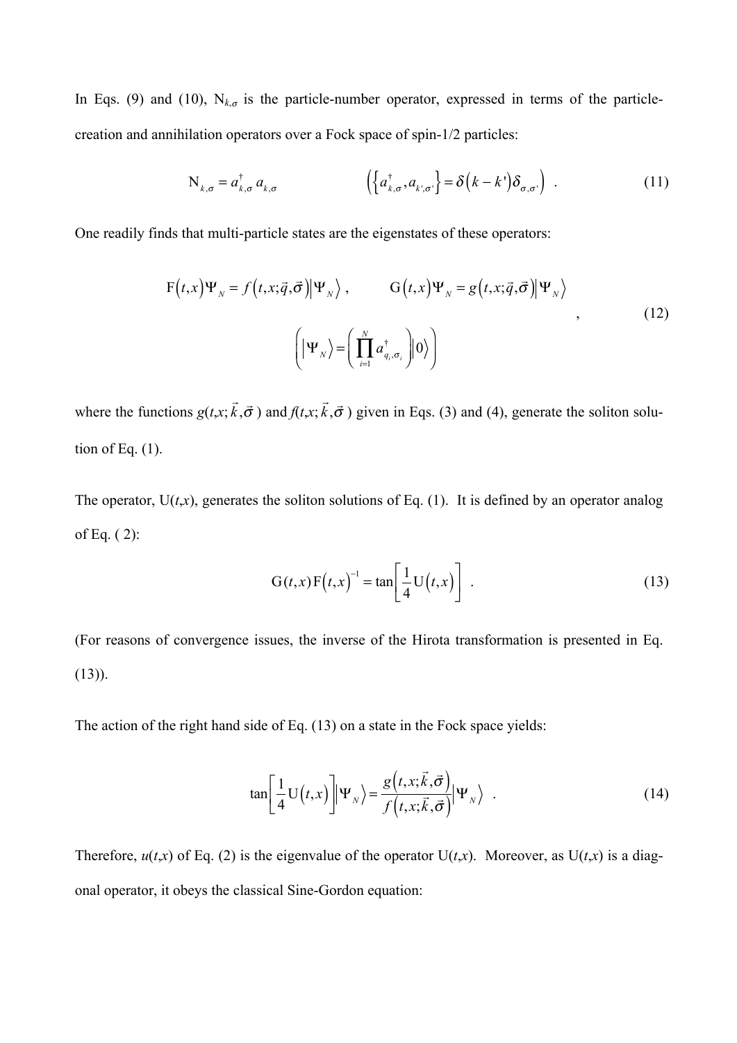In Eqs. (9) and (10), $\mathrm{N}_{k,\sigma}$ is the particle-number operator, expressed in terms of the particle-creation and annihilation operators over a Fock space of spin-1/2 particles:

$$\mathrm{N}_{k,\sigma} = a^{\dagger}_{k,\sigma}\, a_{k,\sigma} \qquad \left( \left\{ a^{\dagger}_{k,\sigma}, a_{k',\sigma'} \right\} = \delta\left(k-k'\right)\delta_{\sigma,\sigma'} \right) \ . \tag{11}$$

One readily finds that multi-particle states are the eigenstates of these operators:

$$\mathrm{F}\left(t,x\right)\Psi_{N} = f\left(t,x;\vec{q},\vec{\sigma}\right)\left|\Psi_{N}\right\rangle , \qquad \mathrm{G}\left(t,x\right)\Psi_{N} = g\left(t,x;\vec{q},\vec{\sigma}\right)\left|\Psi_{N}\right\rangle \quad , \tag{12}$$

$$\left( \left|\Psi_{N}\right\rangle = \left( \prod_{i=1}^{N} a^{\dagger}_{q_i,\sigma_i} \right) \left|0\right\rangle \right)$$

where the functions $g(t,x;\vec{k},\vec{\sigma})$ and $f(t,x;\vec{k},\vec{\sigma})$ given in Eqs. (3) and (4), generate the soliton solution of Eq. (1).

The operator, $\mathrm{U}(t,x)$, generates the soliton solutions of Eq. (1). It is defined by an operator analog of Eq. ( 2):

$$\mathrm{G}(t,x)\,\mathrm{F}\left(t,x\right)^{-1} = \tan\left[\frac{1}{4}\mathrm{U}\left(t,x\right)\right] \ . \tag{13}$$

(For reasons of convergence issues, the inverse of the Hirota transformation is presented in Eq. (13)).

The action of the right hand side of Eq. (13) on a state in the Fock space yields:

$$\tan\left[\frac{1}{4}\mathrm{U}\left(t,x\right)\right]\left|\Psi_{N}\right\rangle = \frac{g\left(t,x;\vec{k},\vec{\sigma}\right)}{f\left(t,x;\vec{k},\vec{\sigma}\right)}\left|\Psi_{N}\right\rangle \ . \tag{14}$$

Therefore, $u(t,x)$ of Eq. (2) is the eigenvalue of the operator $\mathrm{U}(t,x)$. Moreover, as $\mathrm{U}(t,x)$ is a diagonal operator, it obeys the classical Sine-Gordon equation: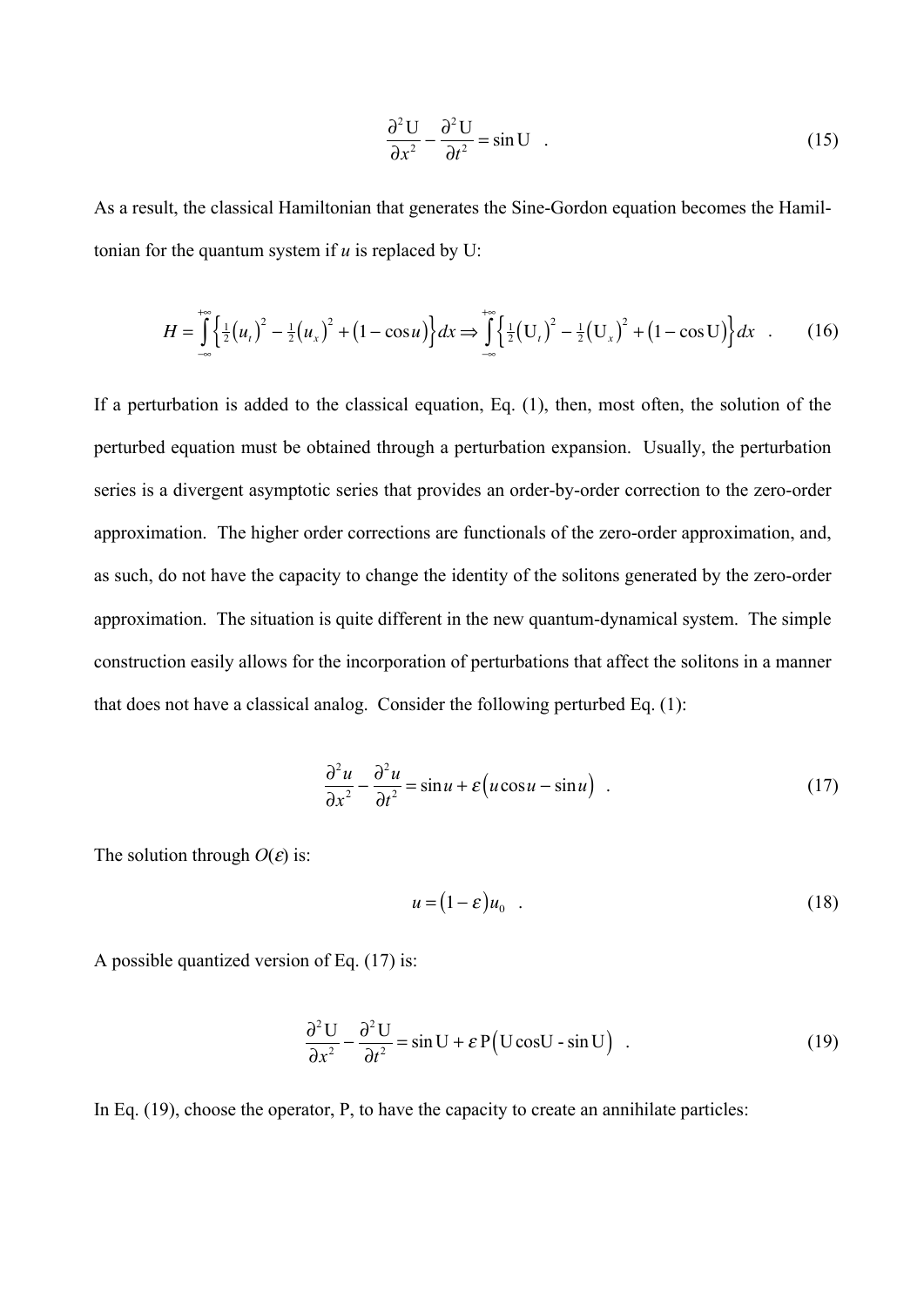$$\frac{\partial^2 \mathrm{U}}{\partial x^2} - \frac{\partial^2 \mathrm{U}}{\partial t^2} = \sin \mathrm{U} \quad . \tag{15}$$

As a result, the classical Hamiltonian that generates the Sine-Gordon equation becomes the Hamiltonian for the quantum system if *u* is replaced by U:

$$H = \int_{-\infty}^{+\infty} \left\{ \tfrac{1}{2}\left(u_t\right)^2 - \tfrac{1}{2}\left(u_x\right)^2 + \left(1 - \cos u\right) \right\} dx \Rightarrow \int_{-\infty}^{+\infty} \left\{ \tfrac{1}{2}\left(\mathrm{U}_t\right)^2 - \tfrac{1}{2}\left(\mathrm{U}_x\right)^2 + \left(1 - \cos \mathrm{U}\right) \right\} dx \quad . \tag{16}$$

If a perturbation is added to the classical equation, Eq. (1), then, most often, the solution of the perturbed equation must be obtained through a perturbation expansion. Usually, the perturbation series is a divergent asymptotic series that provides an order-by-order correction to the zero-order approximation. The higher order corrections are functionals of the zero-order approximation, and, as such, do not have the capacity to change the identity of the solitons generated by the zero-order approximation. The situation is quite different in the new quantum-dynamical system. The simple construction easily allows for the incorporation of perturbations that affect the solitons in a manner that does not have a classical analog. Consider the following perturbed Eq. (1):

$$\frac{\partial^2 u}{\partial x^2} - \frac{\partial^2 u}{\partial t^2} = \sin u + \varepsilon\left(u \cos u - \sin u\right) \quad . \tag{17}$$

The solution through $O(\varepsilon)$ is:

$$u = \left(1 - \varepsilon\right) u_0 \quad . \tag{18}$$

A possible quantized version of Eq. (17) is:

$$\frac{\partial^2 \mathrm{U}}{\partial x^2} - \frac{\partial^2 \mathrm{U}}{\partial t^2} = \sin \mathrm{U} + \varepsilon\, \mathrm{P}\left(\mathrm{U} \cos \mathrm{U} - \sin \mathrm{U}\right) \quad . \tag{19}$$

In Eq. (19), choose the operator, P, to have the capacity to create an annihilate particles: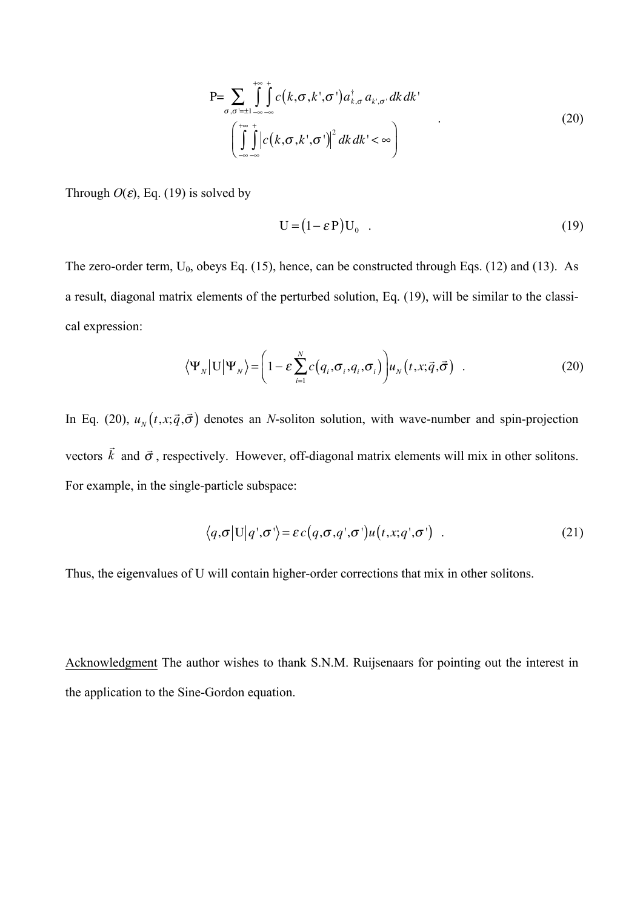$$
\begin{gathered}
\mathrm{P}= \sum_{\sigma,\sigma'=\pm 1} \int_{-\infty}^{+\infty} \int_{-\infty}^{+} c\left(k,\sigma,k',\sigma'\right) a_{k,\sigma}^{\dagger} a_{k',\sigma'}\, dk\, dk' \\
\left( \int_{-\infty}^{+\infty} \int_{-\infty}^{+} \left| c\left(k,\sigma,k',\sigma'\right) \right|^{2} dk\, dk' < \infty \right)
\end{gathered}
\quad . \tag{20}
$$

Through $O(\varepsilon)$, Eq. (19) is solved by

$$
\mathrm{U} = \left(1 - \varepsilon\,\mathrm{P}\right)\mathrm{U}_0 \quad . \tag{19}
$$

The zero-order term, $\mathrm{U}_0$, obeys Eq. (15), hence, can be constructed through Eqs. (12) and (13). As a result, diagonal matrix elements of the perturbed solution, Eq. (19), will be similar to the classical expression:

$$
\left\langle \Psi_N \middle| \mathrm{U} \middle| \Psi_N \right\rangle = \left( 1 - \varepsilon \sum_{i=1}^{N} c\left(q_i,\sigma_i,q_i,\sigma_i\right) \right) u_N\left(t,x;\vec{q},\vec{\sigma}\right) \quad . \tag{20}
$$

In Eq. (20), $u_N\left(t,x;\vec{q},\vec{\sigma}\right)$ denotes an $N$-soliton solution, with wave-number and spin-projection vectors $\vec{k}$ and $\vec{\sigma}$, respectively. However, off-diagonal matrix elements will mix in other solitons. For example, in the single-particle subspace:

$$
\left\langle q,\sigma \middle| \mathrm{U} \middle| q',\sigma' \right\rangle = \varepsilon\, c\left(q,\sigma,q',\sigma'\right) u\left(t,x;q',\sigma'\right) \quad . \tag{21}
$$

Thus, the eigenvalues of U will contain higher-order corrections that mix in other solitons.

Acknowledgment The author wishes to thank S.N.M. Ruijsenaars for pointing out the interest in the application to the Sine-Gordon equation.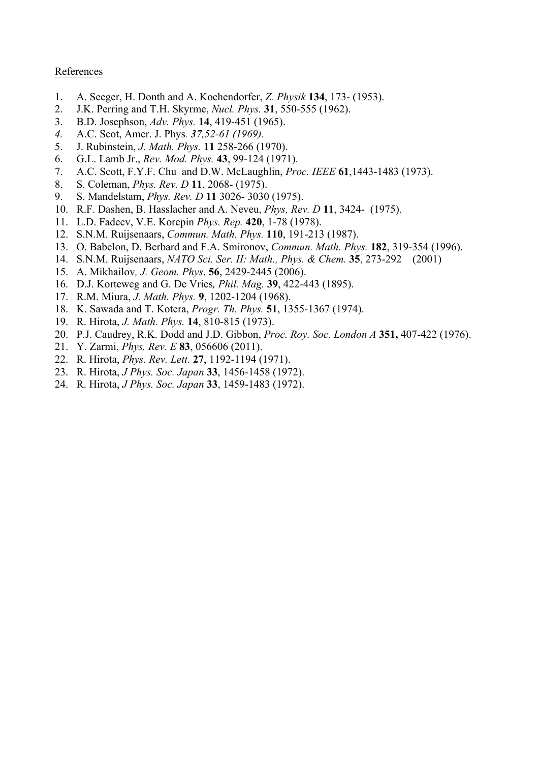References

1. A. Seeger, H. Donth and A. Kochendorfer, *Z. Physik* **134**, 173- (1953).
2. J.K. Perring and T.H. Skyrme, *Nucl. Phys.* **31**, 550-555 (1962).
3. B.D. Josephson, *Adv. Phys.* **14**, 419-451 (1965).
4. A.C. Scot, Amer. J. Phys. ***37**,52-61 (1969).*
5. J. Rubinstein, *J. Math. Phys.* **11** 258-266 (1970).
6. G.L. Lamb Jr., *Rev. Mod. Phys.* **43**, 99-124 (1971).
7. A.C. Scott, F.Y.F. Chu and D.W. McLaughlin, *Proc. IEEE* **61**,1443-1483 (1973).
8. S. Coleman, *Phys. Rev. D* **11**, 2068- (1975).
9. S. Mandelstam, *Phys. Rev. D* **11** 3026- 3030 (1975).
10. R.F. Dashen, B. Hasslacher and A. Neveu, *Phys, Rev. D* **11**, 3424- (1975).
11. L.D. Fadeev, V.E. Korepin *Phys. Rep.* **420**, 1-78 (1978).
12. S.N.M. Ruijsenaars, *Commun. Math. Phys.* **110**, 191-213 (1987).
13. O. Babelon, D. Berbard and F.A. Smironov, *Commun. Math. Phys.* **182**, 319-354 (1996).
14. S.N.M. Ruijsenaars, *NATO Sci. Ser. II: Math., Phys. & Chem.* **35**, 273-292 (2001)
15. A. Mikhailov*, J. Geom. Phys*. **56**, 2429-2445 (2006).
16. D.J. Korteweg and G. De Vries*, Phil. Mag.* **39**, 422-443 (1895).
17. R.M. Miura, *J. Math. Phys.* **9**, 1202-1204 (1968).
18. K. Sawada and T. Kotera, *Progr. Th. Phys.* **51**, 1355-1367 (1974).
19. R. Hirota, *J. Math. Phys.* **14**, 810-815 (1973).
20. P.J. Caudrey, R.K. Dodd and J.D. Gibbon, *Proc. Roy. Soc. London A* **351,** 407-422 (1976).
21. Y. Zarmi, *Phys. Rev. E* **83**, 056606 (2011).
22. R. Hirota, *Phys. Rev. Lett.* **27**, 1192-1194 (1971).
23. R. Hirota, *J Phys. Soc. Japan* **33**, 1456-1458 (1972).
24. R. Hirota, *J Phys. Soc. Japan* **33**, 1459-1483 (1972).